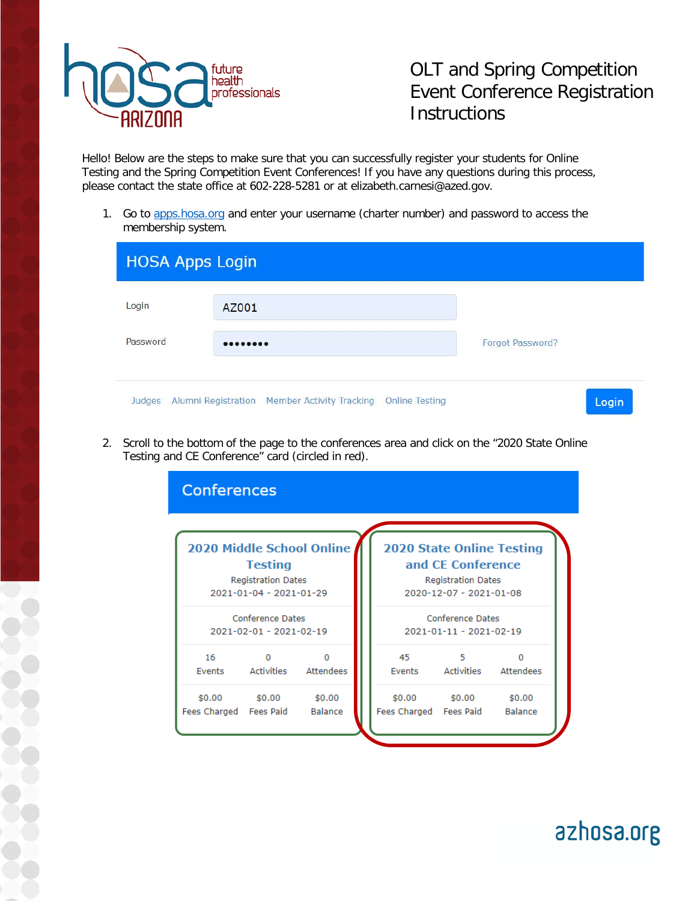# OLT and Spring Competition Event Conference Registration Instructions

Hello! Below are the steps to make sure that you can successfully register your students for Online Testing and the Spring Competition Event Conferences! If you have any questions during this process, please contact the state office at 602-228-5281 or at elizabeth.carnesi@azed.gov.

1. Go to [apps.hosa.org](apps.hosa.org) and enter your username (charter number) and password to access the membership system.

   **HOSA Apps Login**

   Login: AZ001

   Password: ••••••••

   Forgot Password?

   Judges | Alumni Registration | Member Activity Tracking | Online Testing | Login

2. Scroll to the bottom of the page to the conferences area and click on the "2020 State Online Testing and CE Conference" card (circled in red).

   **Conferences**

   | 2020 Middle School Online Testing | 2020 State Online Testing and CE Conference |
   |---|---|
   | Registration Dates: 2021-01-04 - 2021-01-29 | Registration Dates: 2020-12-07 - 2021-01-08 |
   | Conference Dates: 2021-02-01 - 2021-02-19 | Conference Dates: 2021-01-11 - 2021-02-19 |
   | 16 Events, 0 Activities, 0 Attendees | 45 Events, 5 Activities, 0 Attendees |
   | $0.00 Fees Charged, $0.00 Fees Paid, $0.00 Balance | $0.00 Fees Charged, $0.00 Fees Paid, $0.00 Balance |

azhosa.org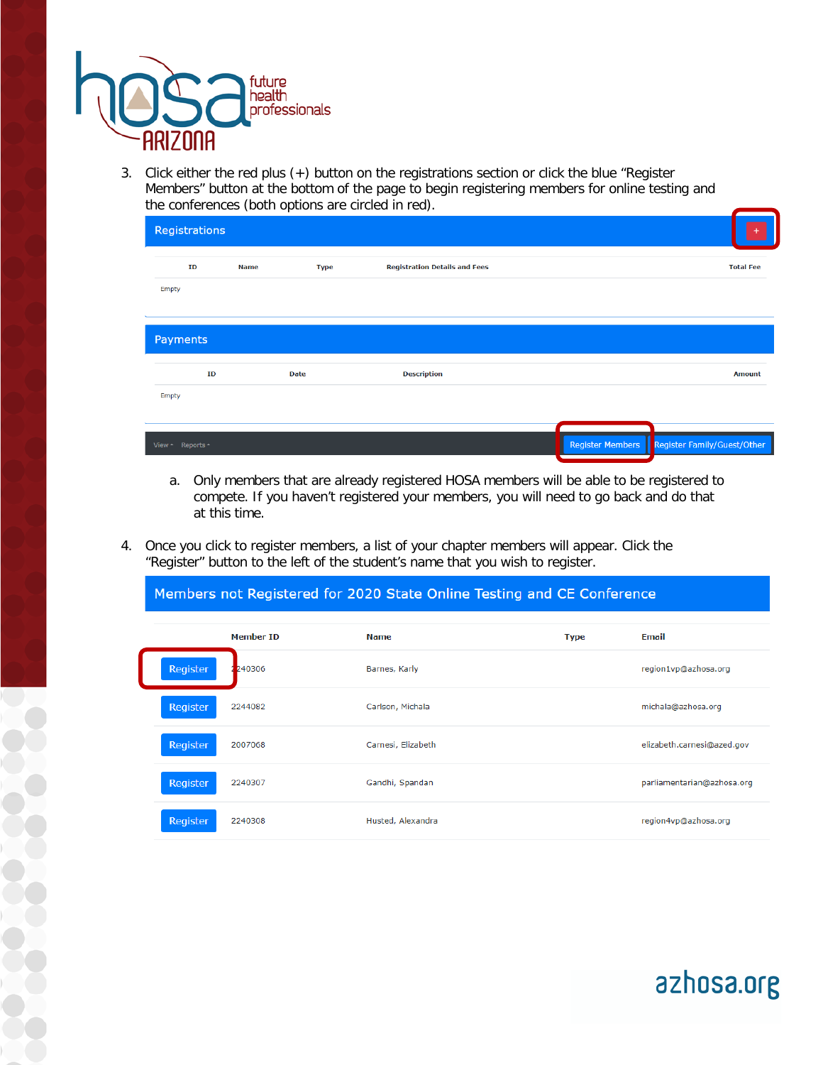3. Click either the red plus (+) button on the registrations section or click the blue "Register Members" button at the bottom of the page to begin registering members for online testing and the conferences (both options are circled in red).

   **Registrations**

   | ID | Name | Type | Registration Details and Fees | Total Fee |
   |---|---|---|---|---|
   | Empty | | | | |

   **Payments**

   | ID | Date | Description | Amount |
   |---|---|---|---|
   | Empty | | | |

   View • Reports • — Register Members — Register Family/Guest/Other

   a. Only members that are already registered HOSA members will be able to be registered to compete. If you haven't registered your members, you will need to go back and do that at this time.

4. Once you click to register members, a list of your chapter members will appear. Click the "Register" button to the left of the student's name that you wish to register.

   **Members not Registered for 2020 State Online Testing and CE Conference**

   | | Member ID | Name | Type | Email |
   |---|---|---|---|---|
   | Register | 2240306 | Barnes, Karly | | region1vp@azhosa.org |
   | Register | 2244082 | Carlson, Michala | | michala@azhosa.org |
   | Register | 2007068 | Carnesi, Elizabeth | | elizabeth.carnesi@azed.gov |
   | Register | 2240307 | Gandhi, Spandan | | parliamentarian@azhosa.org |
   | Register | 2240308 | Husted, Alexandra | | region4vp@azhosa.org |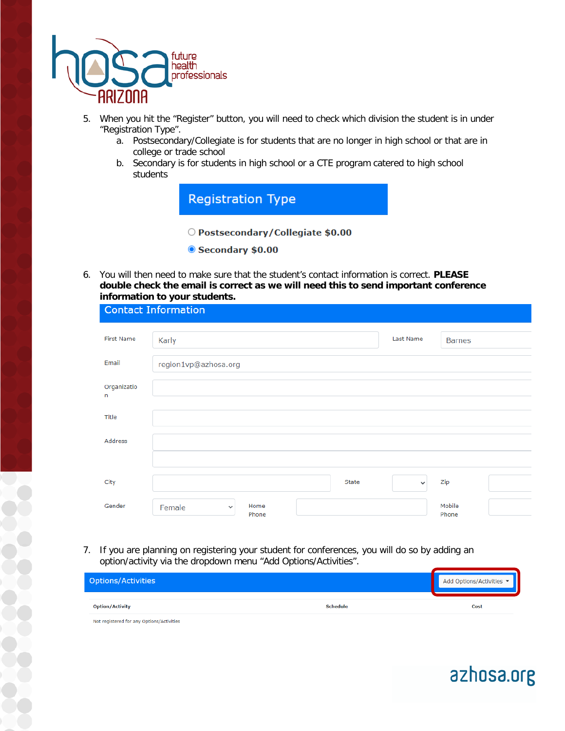5. When you hit the "Register" button, you will need to check which division the student is in under "Registration Type".
   a. Postsecondary/Collegiate is for students that are no longer in high school or that are in college or trade school
   b. Secondary is for students in high school or a CTE program catered to high school students

**Registration Type**

- ○ Postsecondary/Collegiate $0.00
- ◉ Secondary $0.00

6. You will then need to make sure that the student's contact information is correct. **PLEASE double check the email is correct as we will need this to send important conference information to your students.**

**Contact Information**

| First Name | Karly | Last Name | Barnes |
|---|---|---|---|
| Email | region1vp@azhosa.org | | |
| Organization | | | |
| Title | | | |
| Address | | | |
| City | | State | Zip |
| Gender | Female | Home Phone | Mobile Phone |

7. If you are planning on registering your student for conferences, you will do so by adding an option/activity via the dropdown menu "Add Options/Activities".

**Options/Activities** — Add Options/Activities

| Option/Activity | Schedule | Cost |
|---|---|---|
| Not registered for any Options/Activities | | |

azhosa.org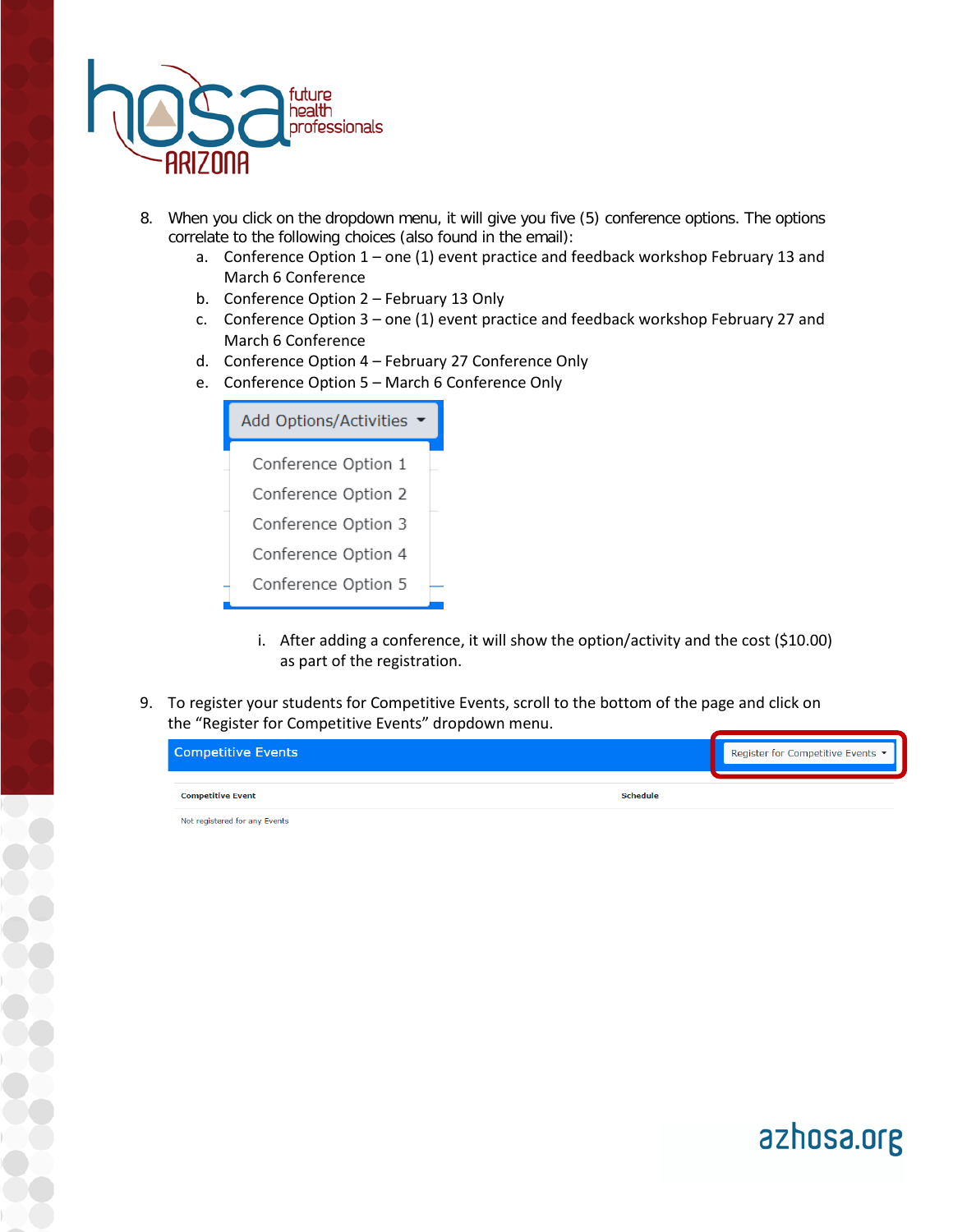8. When you click on the dropdown menu, it will give you five (5) conference options. The options correlate to the following choices (also found in the email):
   a. Conference Option 1 – one (1) event practice and feedback workshop February 13 and March 6 Conference
   b. Conference Option 2 – February 13 Only
   c. Conference Option 3 – one (1) event practice and feedback workshop February 27 and March 6 Conference
   d. Conference Option 4 – February 27 Conference Only
   e. Conference Option 5 – March 6 Conference Only

   Add Options/Activities

   - Conference Option 1
   - Conference Option 2
   - Conference Option 3
   - Conference Option 4
   - Conference Option 5

      i. After adding a conference, it will show the option/activity and the cost ($10.00) as part of the registration.

9. To register your students for Competitive Events, scroll to the bottom of the page and click on the "Register for Competitive Events" dropdown menu.

   Competitive Events — Register for Competitive Events

   | Competitive Event | Schedule |
   | --- | --- |
   | Not registered for any Events | |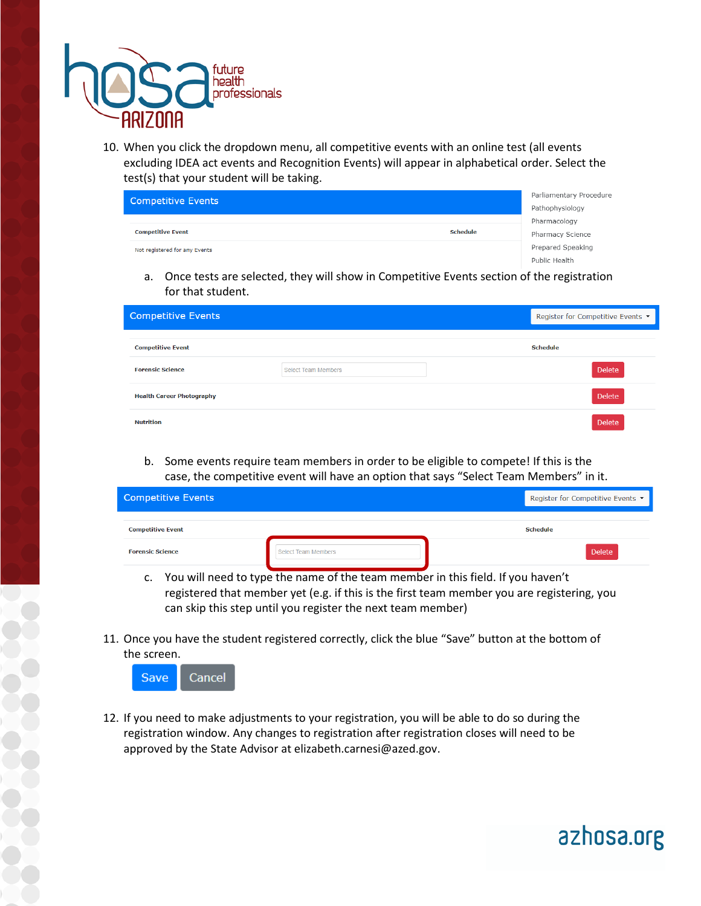10. When you click the dropdown menu, all competitive events with an online test (all events excluding IDEA act events and Recognition Events) will appear in alphabetical order. Select the test(s) that your student will be taking.

Competitive Events

| Competitive Event | Schedule |
|---|---|
| Not registered for any Events | |

Parliamentary Procedure
Pathophysiology
Pharmacology
Pharmacy Science
Prepared Speaking
Public Health

   a. Once tests are selected, they will show in Competitive Events section of the registration for that student.

Competitive Events — Register for Competitive Events

| Competitive Event | | Schedule | |
|---|---|---|---|
| Forensic Science | Select Team Members | | Delete |
| Health Career Photography | | | Delete |
| Nutrition | | | Delete |

   b. Some events require team members in order to be eligible to compete! If this is the case, the competitive event will have an option that says "Select Team Members" in it.

Competitive Events — Register for Competitive Events

| Competitive Event | | Schedule | |
|---|---|---|---|
| Forensic Science | Select Team Members | | Delete |

   c. You will need to type the name of the team member in this field. If you haven't registered that member yet (e.g. if this is the first team member you are registering, you can skip this step until you register the next team member)

11. Once you have the student registered correctly, click the blue "Save" button at the bottom of the screen.

Save Cancel

12. If you need to make adjustments to your registration, you will be able to do so during the registration window. Any changes to registration after registration closes will need to be approved by the State Advisor at elizabeth.carnesi@azed.gov.